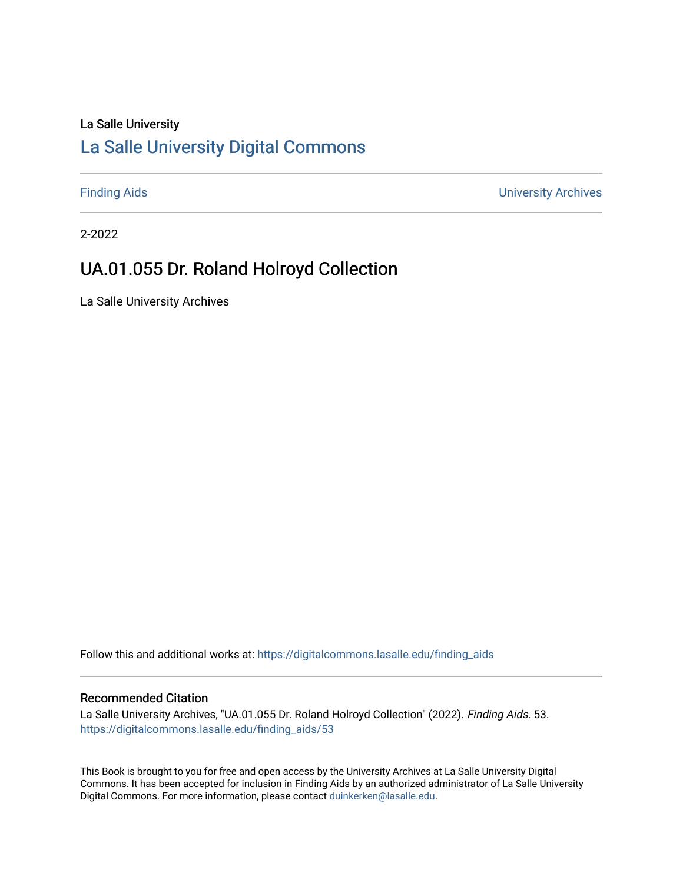La Salle University

# La Salle University Digital Commons

Finding Aids | University Archives

2-2022

## UA.01.055 Dr. Roland Holroyd Collection

La Salle University Archives

Follow this and additional works at: https://digitalcommons.lasalle.edu/finding_aids

### Recommended Citation

La Salle University Archives, "UA.01.055 Dr. Roland Holroyd Collection" (2022). *Finding Aids.* 53.
https://digitalcommons.lasalle.edu/finding_aids/53

This Book is brought to you for free and open access by the University Archives at La Salle University Digital Commons. It has been accepted for inclusion in Finding Aids by an authorized administrator of La Salle University Digital Commons. For more information, please contact duinkerken@lasalle.edu.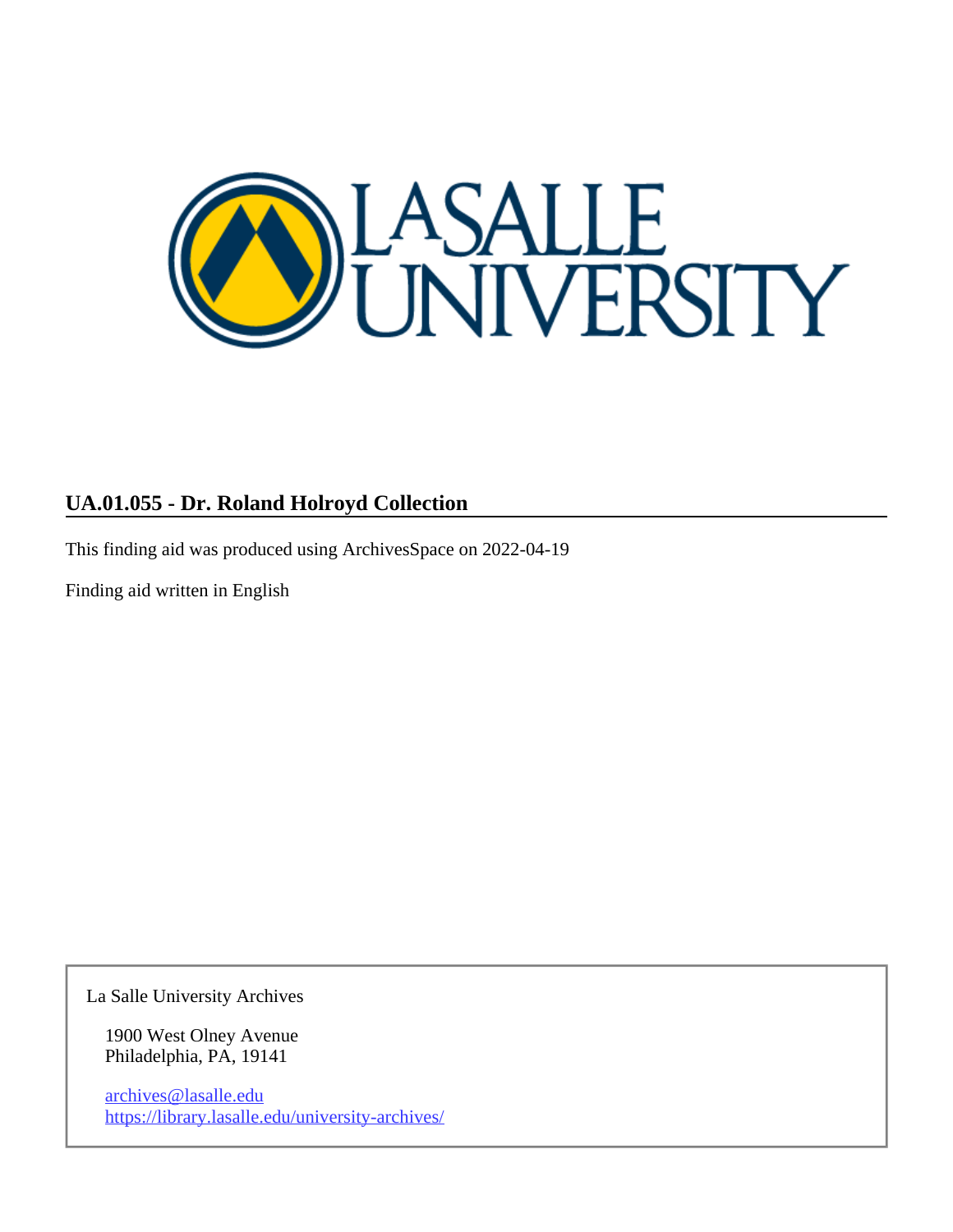## UA.01.055 - Dr. Roland Holroyd Collection

This finding aid was produced using ArchivesSpace on 2022-04-19

Finding aid written in English

La Salle University Archives

1900 West Olney Avenue
Philadelphia, PA, 19141

archives@lasalle.edu
https://library.lasalle.edu/university-archives/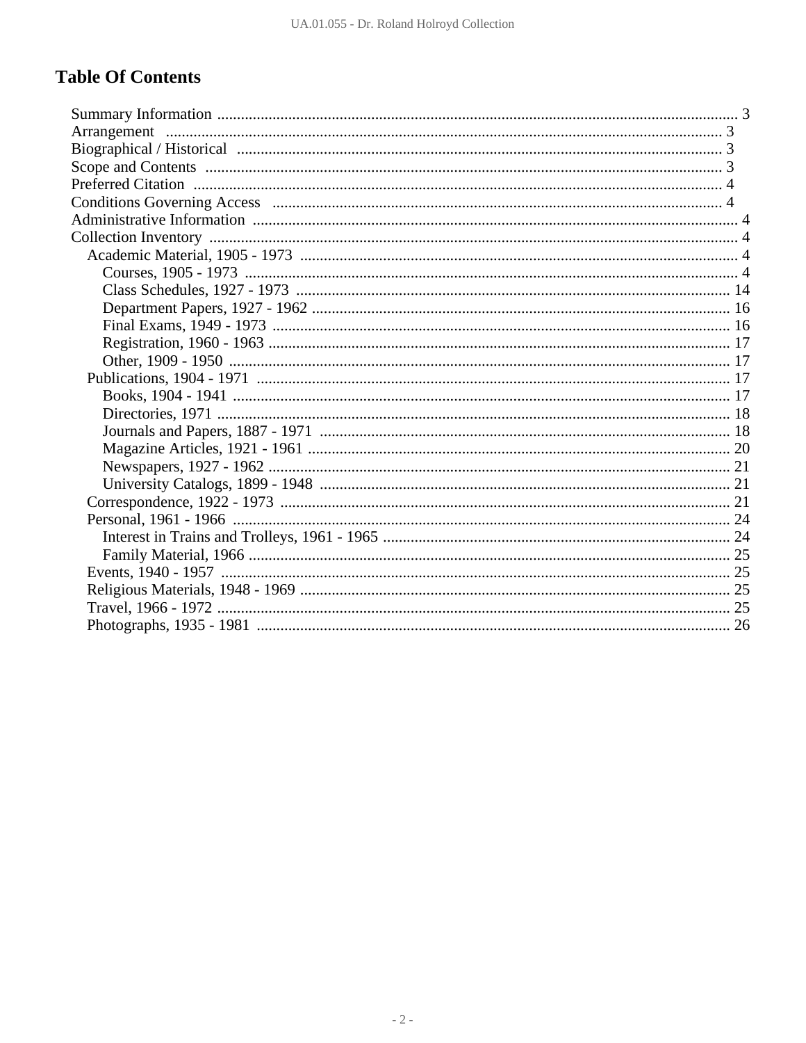# Table Of Contents

- Summary Information .... 3
- Arrangement .... 3
- Biographical / Historical .... 3
- Scope and Contents .... 3
- Preferred Citation .... 4
- Conditions Governing Access .... 4
- Administrative Information .... 4
- Collection Inventory .... 4
  - Academic Material, 1905 - 1973 .... 4
    - Courses, 1905 - 1973 .... 4
    - Class Schedules, 1927 - 1973 .... 14
    - Department Papers, 1927 - 1962 .... 16
    - Final Exams, 1949 - 1973 .... 16
    - Registration, 1960 - 1963 .... 17
    - Other, 1909 - 1950 .... 17
  - Publications, 1904 - 1971 .... 17
    - Books, 1904 - 1941 .... 17
    - Directories, 1971 .... 18
    - Journals and Papers, 1887 - 1971 .... 18
    - Magazine Articles, 1921 - 1961 .... 20
    - Newspapers, 1927 - 1962 .... 21
    - University Catalogs, 1899 - 1948 .... 21
  - Correspondence, 1922 - 1973 .... 21
  - Personal, 1961 - 1966 .... 24
    - Interest in Trains and Trolleys, 1961 - 1965 .... 24
    - Family Material, 1966 .... 25
  - Events, 1940 - 1957 .... 25
  - Religious Materials, 1948 - 1969 .... 25
  - Travel, 1966 - 1972 .... 25
  - Photographs, 1935 - 1981 .... 26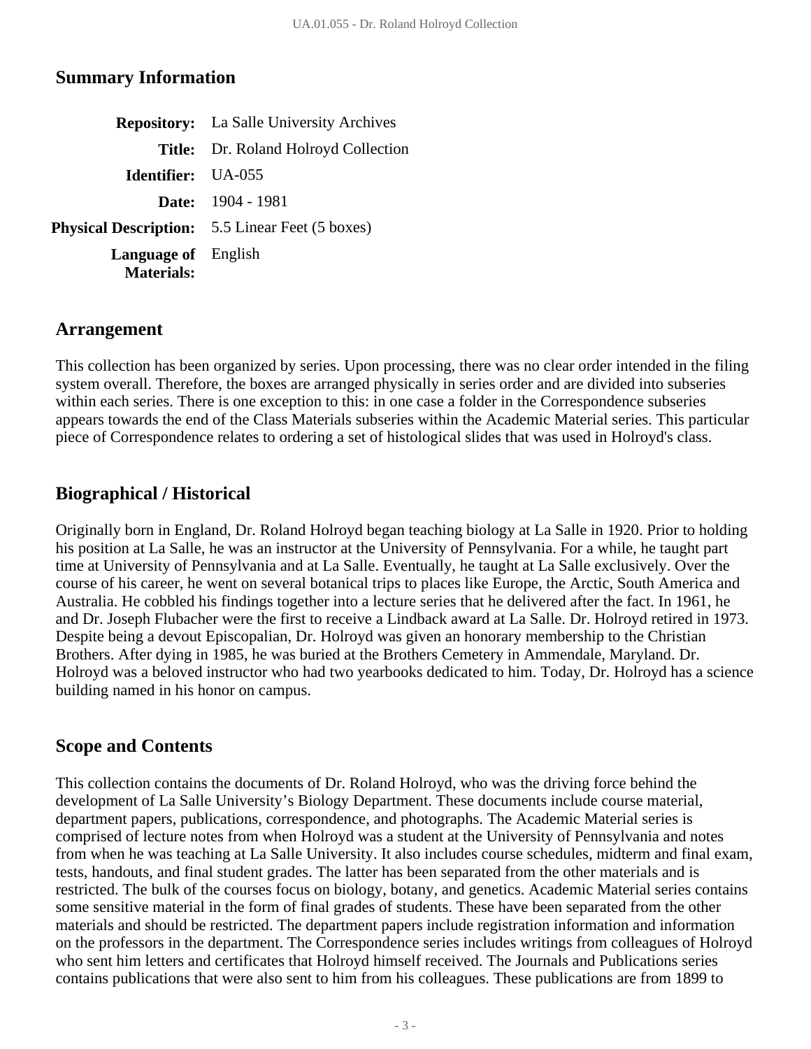## Summary Information

| | |
|---|---|
| **Repository:** | La Salle University Archives |
| **Title:** | Dr. Roland Holroyd Collection |
| **Identifier:** | UA-055 |
| **Date:** | 1904 - 1981 |
| **Physical Description:** | 5.5 Linear Feet (5 boxes) |
| **Language of Materials:** | English |

## Arrangement

This collection has been organized by series. Upon processing, there was no clear order intended in the filing system overall. Therefore, the boxes are arranged physically in series order and are divided into subseries within each series. There is one exception to this: in one case a folder in the Correspondence subseries appears towards the end of the Class Materials subseries within the Academic Material series. This particular piece of Correspondence relates to ordering a set of histological slides that was used in Holroyd's class.

## Biographical / Historical

Originally born in England, Dr. Roland Holroyd began teaching biology at La Salle in 1920. Prior to holding his position at La Salle, he was an instructor at the University of Pennsylvania. For a while, he taught part time at University of Pennsylvania and at La Salle. Eventually, he taught at La Salle exclusively. Over the course of his career, he went on several botanical trips to places like Europe, the Arctic, South America and Australia. He cobbled his findings together into a lecture series that he delivered after the fact. In 1961, he and Dr. Joseph Flubacher were the first to receive a Lindback award at La Salle. Dr. Holroyd retired in 1973. Despite being a devout Episcopalian, Dr. Holroyd was given an honorary membership to the Christian Brothers. After dying in 1985, he was buried at the Brothers Cemetery in Ammendale, Maryland. Dr. Holroyd was a beloved instructor who had two yearbooks dedicated to him. Today, Dr. Holroyd has a science building named in his honor on campus.

## Scope and Contents

This collection contains the documents of Dr. Roland Holroyd, who was the driving force behind the development of La Salle University's Biology Department. These documents include course material, department papers, publications, correspondence, and photographs. The Academic Material series is comprised of lecture notes from when Holroyd was a student at the University of Pennsylvania and notes from when he was teaching at La Salle University. It also includes course schedules, midterm and final exam, tests, handouts, and final student grades. The latter has been separated from the other materials and is restricted. The bulk of the courses focus on biology, botany, and genetics. Academic Material series contains some sensitive material in the form of final grades of students. These have been separated from the other materials and should be restricted. The department papers include registration information and information on the professors in the department. The Correspondence series includes writings from colleagues of Holroyd who sent him letters and certificates that Holroyd himself received. The Journals and Publications series contains publications that were also sent to him from his colleagues. These publications are from 1899 to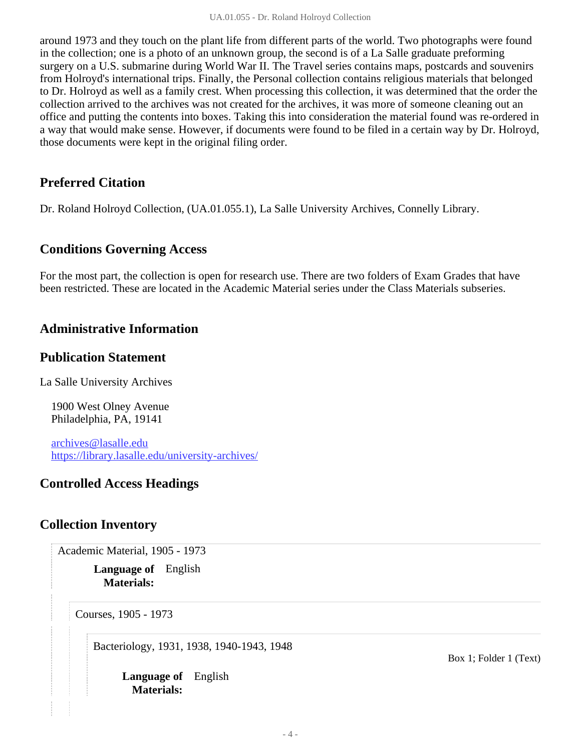around 1973 and they touch on the plant life from different parts of the world. Two photographs were found in the collection; one is a photo of an unknown group, the second is of a La Salle graduate preforming surgery on a U.S. submarine during World War II. The Travel series contains maps, postcards and souvenirs from Holroyd's international trips. Finally, the Personal collection contains religious materials that belonged to Dr. Holroyd as well as a family crest. When processing this collection, it was determined that the order the collection arrived to the archives was not created for the archives, it was more of someone cleaning out an office and putting the contents into boxes. Taking this into consideration the material found was re-ordered in a way that would make sense. However, if documents were found to be filed in a certain way by Dr. Holroyd, those documents were kept in the original filing order.

## Preferred Citation

Dr. Roland Holroyd Collection, (UA.01.055.1), La Salle University Archives, Connelly Library.

## Conditions Governing Access

For the most part, the collection is open for research use. There are two folders of Exam Grades that have been restricted. These are located in the Academic Material series under the Class Materials subseries.

## Administrative Information

## Publication Statement

La Salle University Archives

1900 West Olney Avenue
Philadelphia, PA, 19141

archives@lasalle.edu
https://library.lasalle.edu/university-archives/

## Controlled Access Headings

## Collection Inventory

Academic Material, 1905 - 1973

**Language of Materials:** English

Courses, 1905 - 1973

Bacteriology, 1931, 1938, 1940-1943, 1948 — Box 1; Folder 1 (Text)

**Language of Materials:** English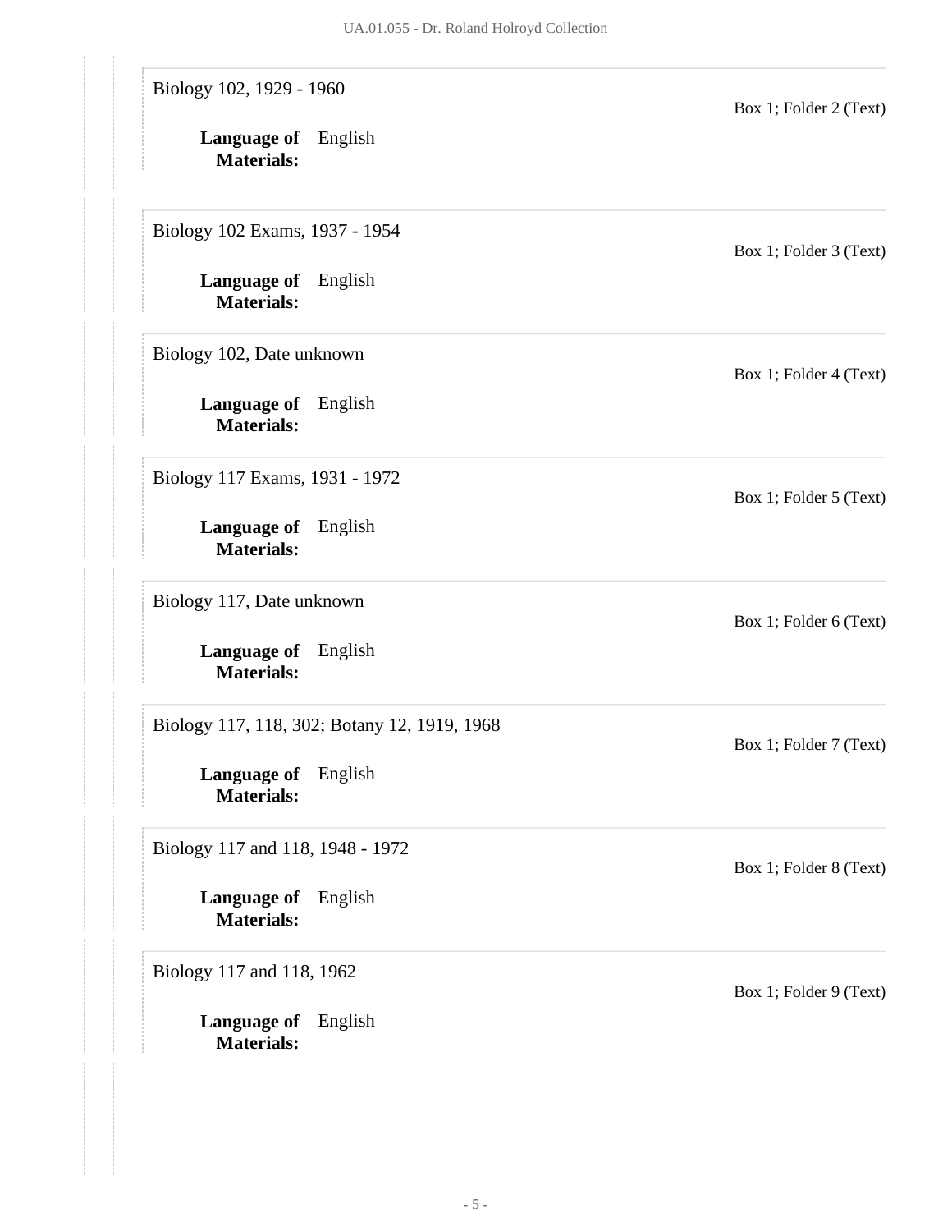Biology 102, 1929 - 1960

Box 1; Folder 2 (Text)

**Language of Materials:** English

Biology 102 Exams, 1937 - 1954

Box 1; Folder 3 (Text)

**Language of Materials:** English

Biology 102, Date unknown

Box 1; Folder 4 (Text)

**Language of Materials:** English

Biology 117 Exams, 1931 - 1972

Box 1; Folder 5 (Text)

**Language of Materials:** English

Biology 117, Date unknown

Box 1; Folder 6 (Text)

**Language of Materials:** English

Biology 117, 118, 302; Botany 12, 1919, 1968

Box 1; Folder 7 (Text)

**Language of Materials:** English

Biology 117 and 118, 1948 - 1972

Box 1; Folder 8 (Text)

**Language of Materials:** English

Biology 117 and 118, 1962

Box 1; Folder 9 (Text)

**Language of Materials:** English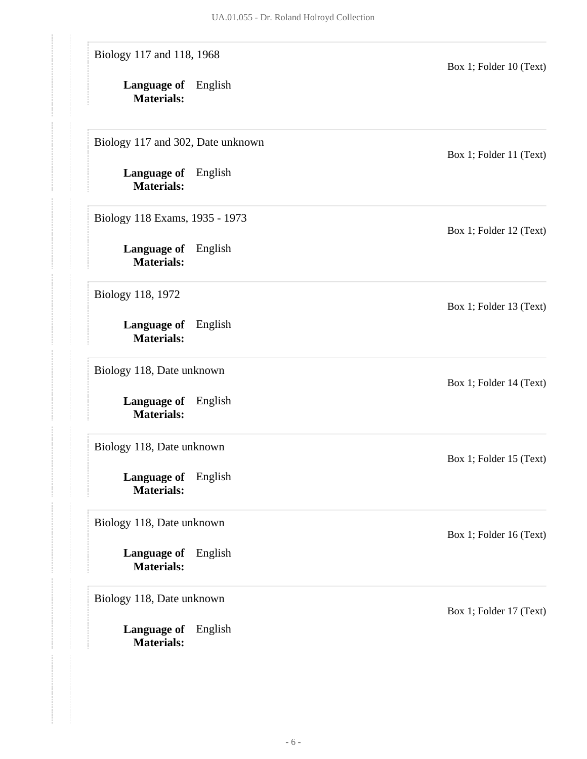Biology 117 and 118, 1968

Box 1; Folder 10 (Text)

**Language of Materials:** English

Biology 117 and 302, Date unknown

Box 1; Folder 11 (Text)

**Language of Materials:** English

Biology 118 Exams, 1935 - 1973

Box 1; Folder 12 (Text)

**Language of Materials:** English

Biology 118, 1972

Box 1; Folder 13 (Text)

**Language of Materials:** English

Biology 118, Date unknown

Box 1; Folder 14 (Text)

**Language of Materials:** English

Biology 118, Date unknown

Box 1; Folder 15 (Text)

**Language of Materials:** English

Biology 118, Date unknown

Box 1; Folder 16 (Text)

**Language of Materials:** English

Biology 118, Date unknown

Box 1; Folder 17 (Text)

**Language of Materials:** English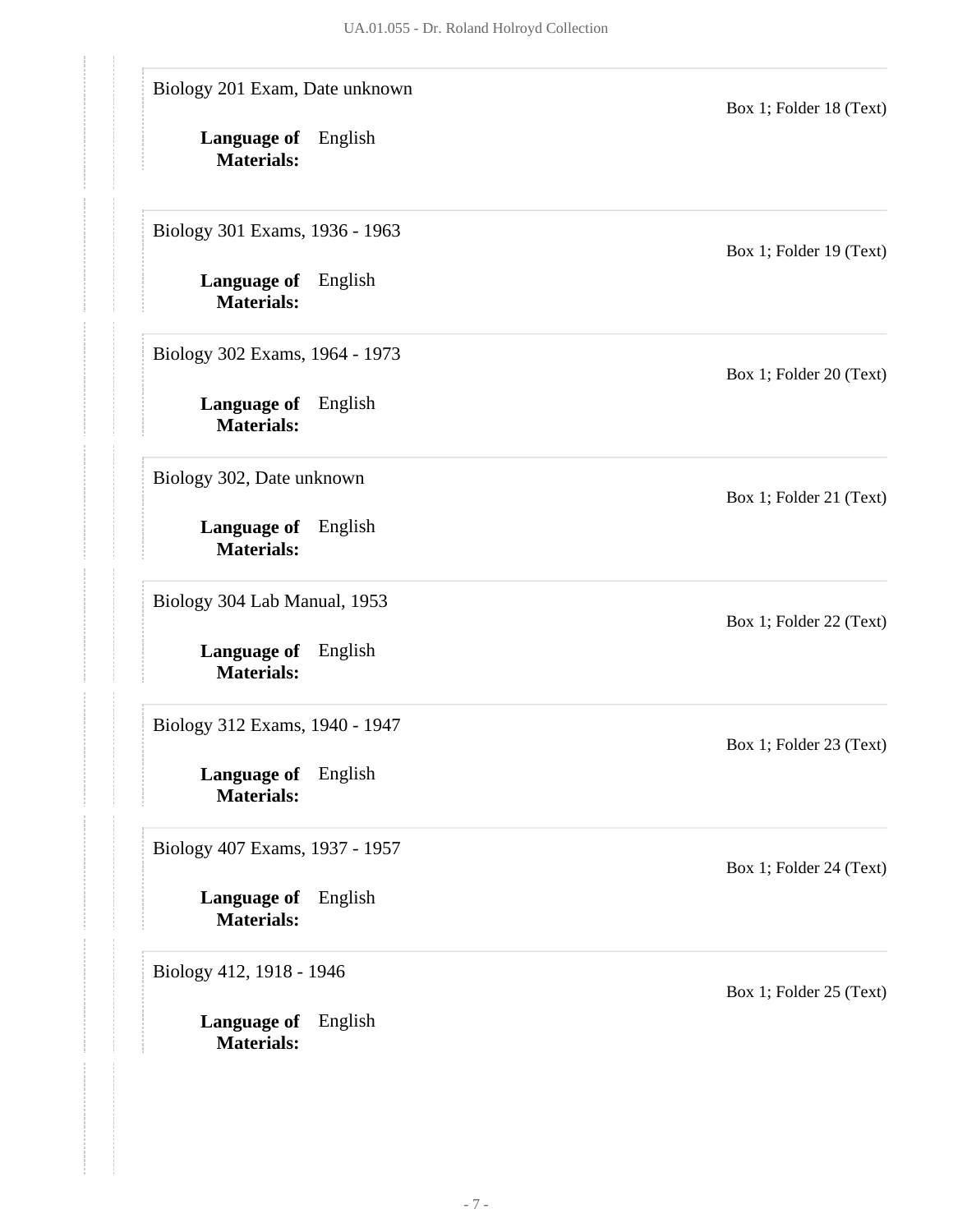Biology 201 Exam, Date unknown

Box 1; Folder 18 (Text)

**Language of Materials:** English

Biology 301 Exams, 1936 - 1963

Box 1; Folder 19 (Text)

**Language of Materials:** English

Biology 302 Exams, 1964 - 1973

Box 1; Folder 20 (Text)

**Language of Materials:** English

Biology 302, Date unknown

Box 1; Folder 21 (Text)

**Language of Materials:** English

Biology 304 Lab Manual, 1953

Box 1; Folder 22 (Text)

**Language of Materials:** English

Biology 312 Exams, 1940 - 1947

Box 1; Folder 23 (Text)

**Language of Materials:** English

Biology 407 Exams, 1937 - 1957

Box 1; Folder 24 (Text)

**Language of Materials:** English

Biology 412, 1918 - 1946

Box 1; Folder 25 (Text)

**Language of Materials:** English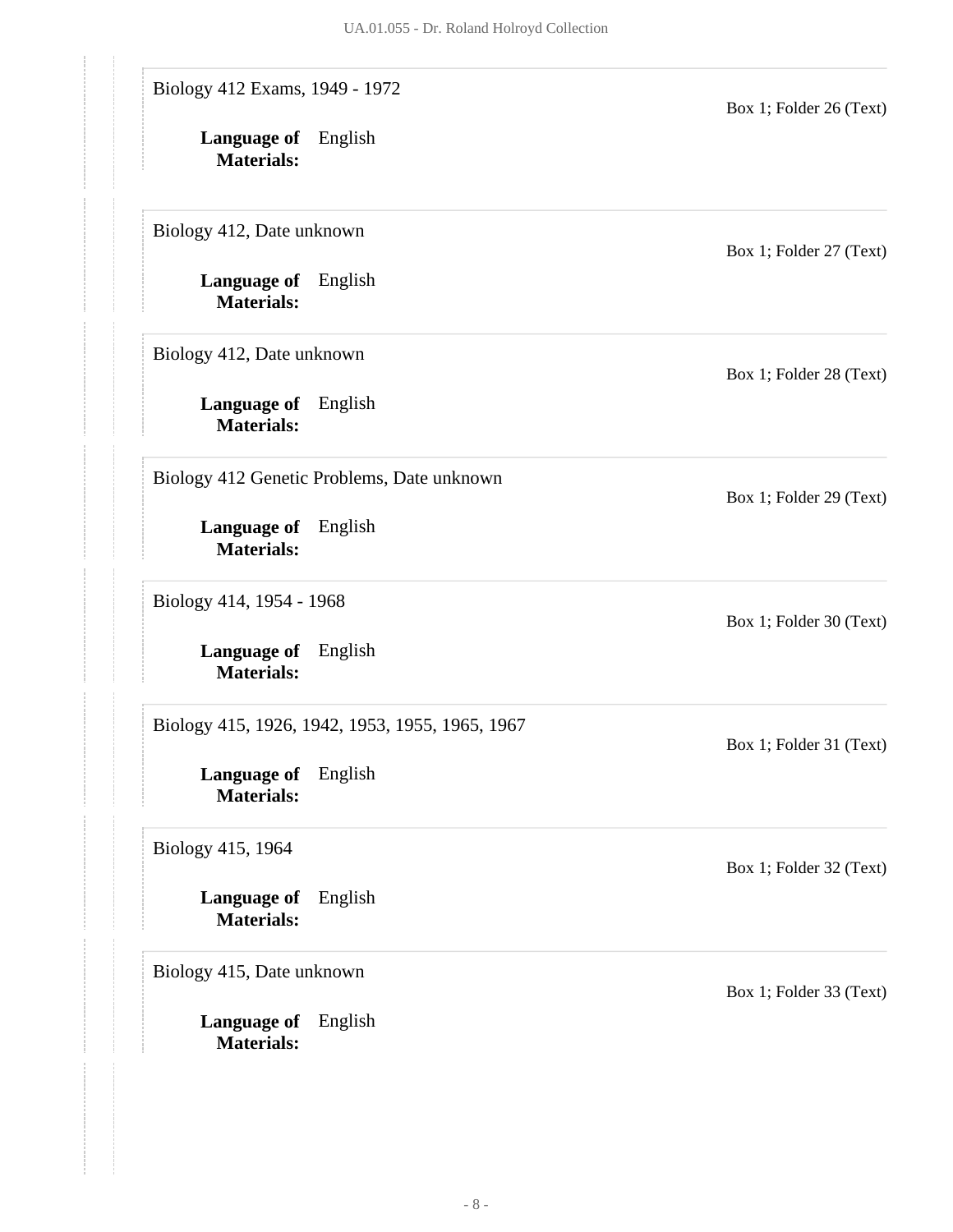Biology 412 Exams, 1949 - 1972

Box 1; Folder 26 (Text)

**Language of Materials:** English

Biology 412, Date unknown

Box 1; Folder 27 (Text)

**Language of Materials:** English

Biology 412, Date unknown

Box 1; Folder 28 (Text)

**Language of Materials:** English

Biology 412 Genetic Problems, Date unknown

Box 1; Folder 29 (Text)

**Language of Materials:** English

Biology 414, 1954 - 1968

Box 1; Folder 30 (Text)

**Language of Materials:** English

Biology 415, 1926, 1942, 1953, 1955, 1965, 1967

Box 1; Folder 31 (Text)

**Language of Materials:** English

Biology 415, 1964

Box 1; Folder 32 (Text)

**Language of Materials:** English

Biology 415, Date unknown

Box 1; Folder 33 (Text)

**Language of Materials:** English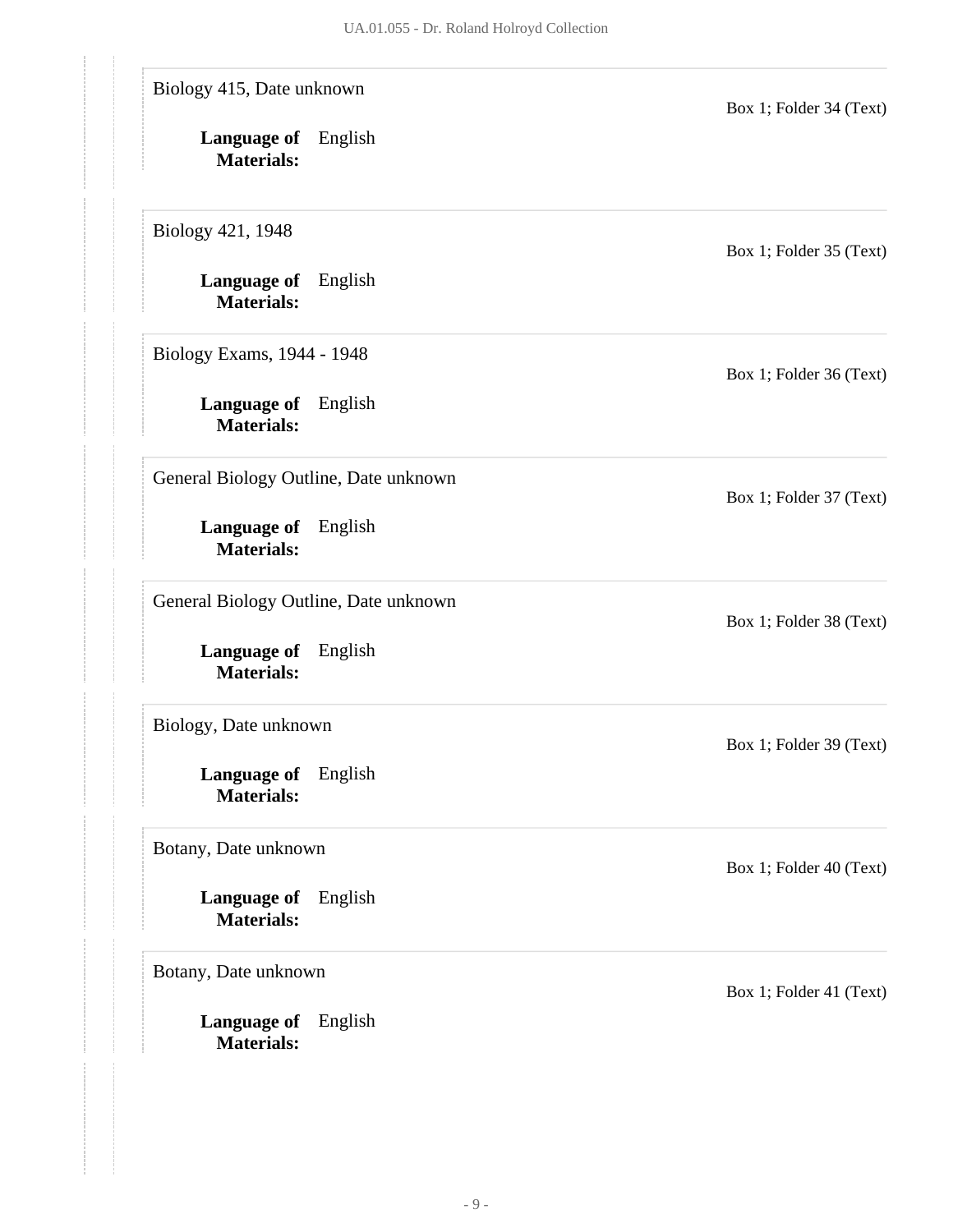Biology 415, Date unknown

Box 1; Folder 34 (Text)

**Language of Materials:** English

Biology 421, 1948

Box 1; Folder 35 (Text)

**Language of Materials:** English

Biology Exams, 1944 - 1948

Box 1; Folder 36 (Text)

**Language of Materials:** English

General Biology Outline, Date unknown

Box 1; Folder 37 (Text)

**Language of Materials:** English

General Biology Outline, Date unknown

Box 1; Folder 38 (Text)

**Language of Materials:** English

Biology, Date unknown

Box 1; Folder 39 (Text)

**Language of Materials:** English

Botany, Date unknown

Box 1; Folder 40 (Text)

**Language of Materials:** English

Botany, Date unknown

Box 1; Folder 41 (Text)

**Language of Materials:** English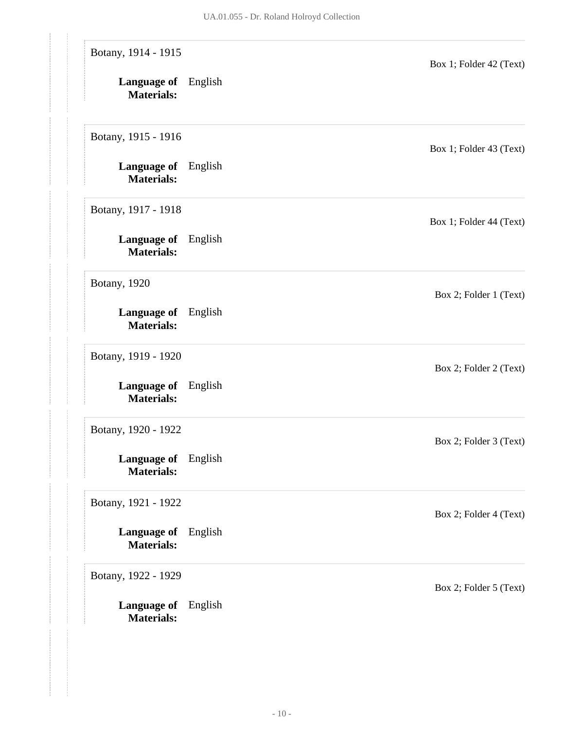Botany, 1914 - 1915

Box 1; Folder 42 (Text)

**Language of Materials:** English

Botany, 1915 - 1916

Box 1; Folder 43 (Text)

**Language of Materials:** English

Botany, 1917 - 1918

Box 1; Folder 44 (Text)

**Language of Materials:** English

Botany, 1920

Box 2; Folder 1 (Text)

**Language of Materials:** English

Botany, 1919 - 1920

Box 2; Folder 2 (Text)

**Language of Materials:** English

Botany, 1920 - 1922

Box 2; Folder 3 (Text)

**Language of Materials:** English

Botany, 1921 - 1922

Box 2; Folder 4 (Text)

**Language of Materials:** English

Botany, 1922 - 1929

Box 2; Folder 5 (Text)

**Language of Materials:** English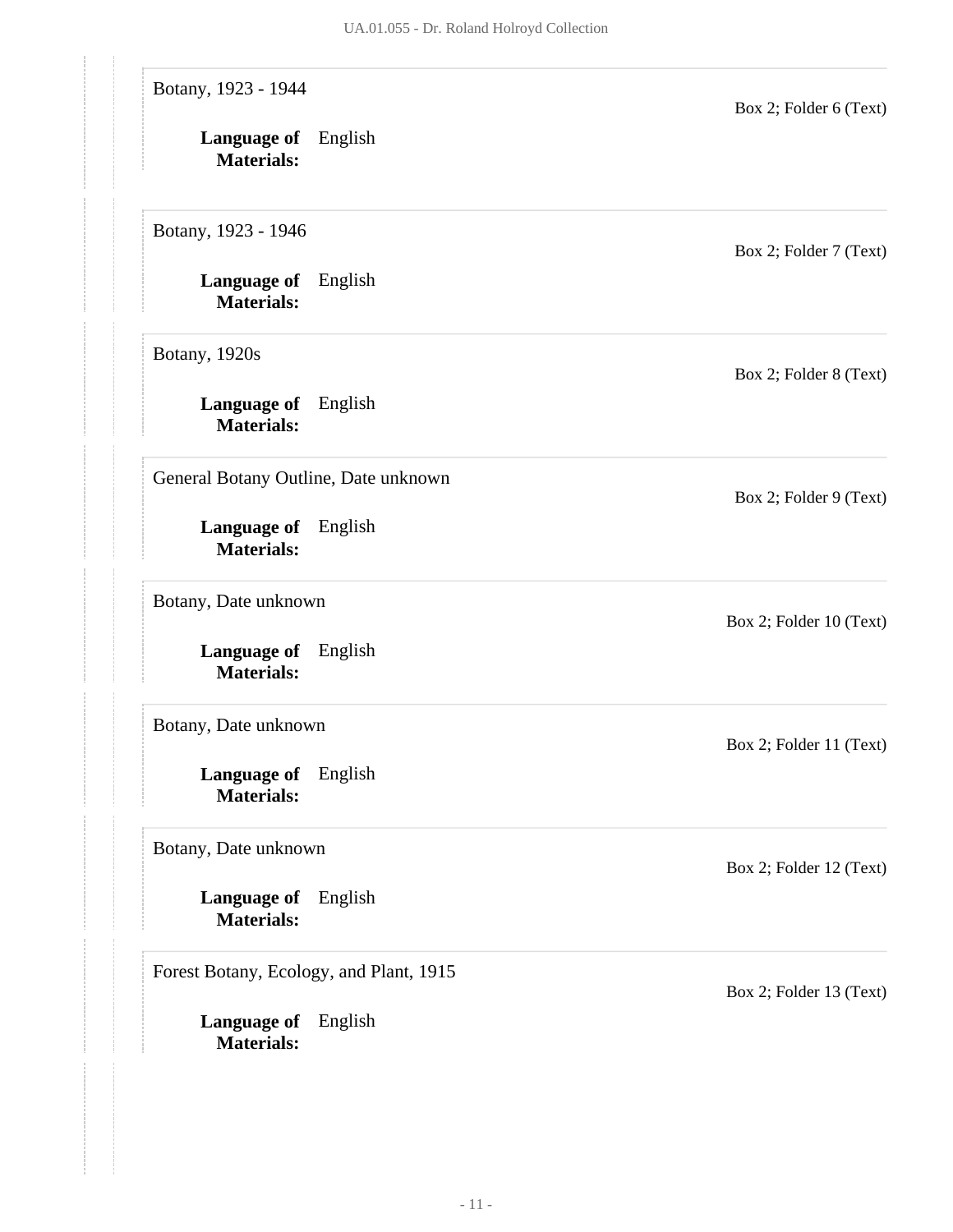Botany, 1923 - 1944

Box 2; Folder 6 (Text)

**Language of Materials:** English

Botany, 1923 - 1946

Box 2; Folder 7 (Text)

**Language of Materials:** English

Botany, 1920s

Box 2; Folder 8 (Text)

**Language of Materials:** English

General Botany Outline, Date unknown

Box 2; Folder 9 (Text)

**Language of Materials:** English

Botany, Date unknown

Box 2; Folder 10 (Text)

**Language of Materials:** English

Botany, Date unknown

Box 2; Folder 11 (Text)

**Language of Materials:** English

Botany, Date unknown

Box 2; Folder 12 (Text)

**Language of Materials:** English

Forest Botany, Ecology, and Plant, 1915

Box 2; Folder 13 (Text)

**Language of Materials:** English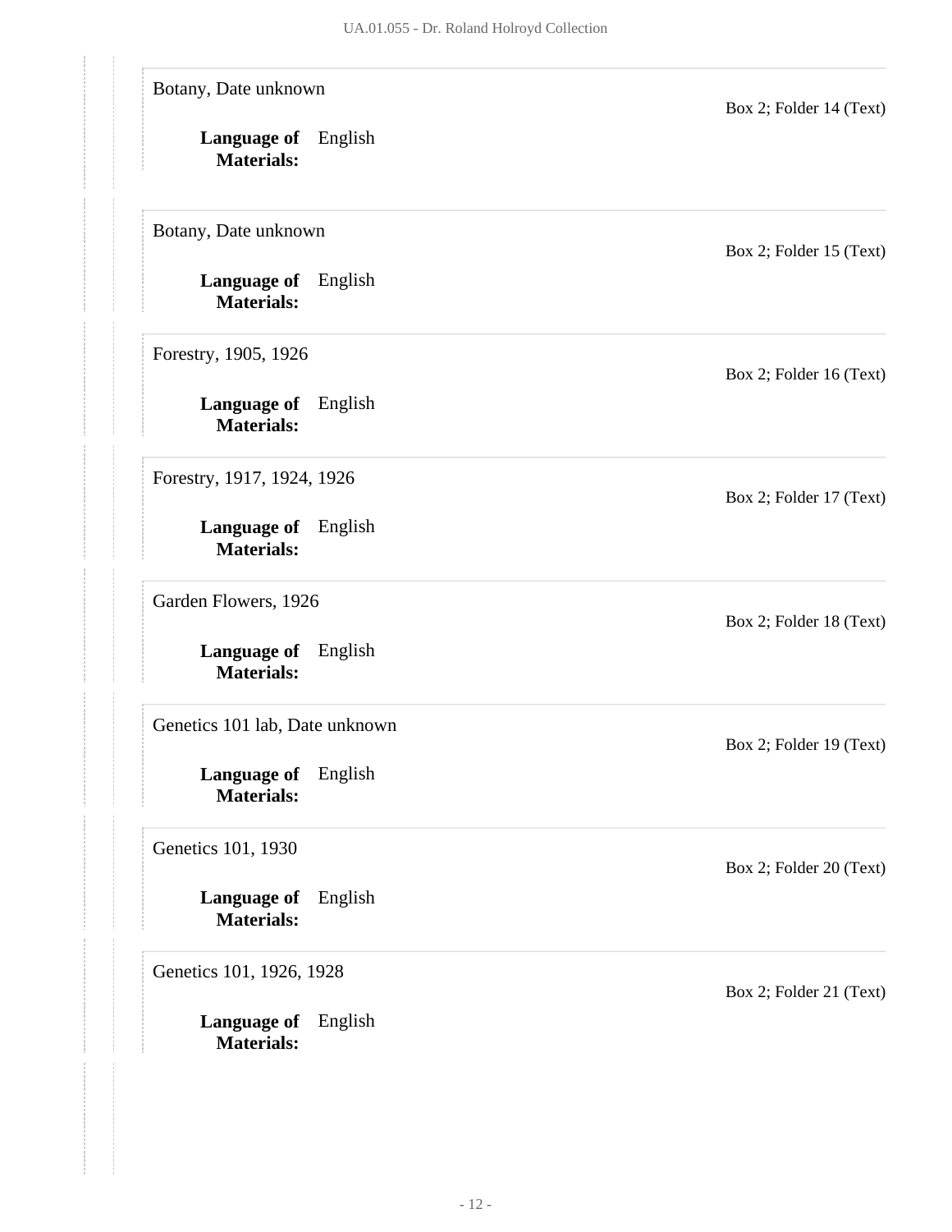Botany, Date unknown

Box 2; Folder 14 (Text)

**Language of Materials:** English

Botany, Date unknown

Box 2; Folder 15 (Text)

**Language of Materials:** English

Forestry, 1905, 1926

Box 2; Folder 16 (Text)

**Language of Materials:** English

Forestry, 1917, 1924, 1926

Box 2; Folder 17 (Text)

**Language of Materials:** English

Garden Flowers, 1926

Box 2; Folder 18 (Text)

**Language of Materials:** English

Genetics 101 lab, Date unknown

Box 2; Folder 19 (Text)

**Language of Materials:** English

Genetics 101, 1930

Box 2; Folder 20 (Text)

**Language of Materials:** English

Genetics 101, 1926, 1928

Box 2; Folder 21 (Text)

**Language of Materials:** English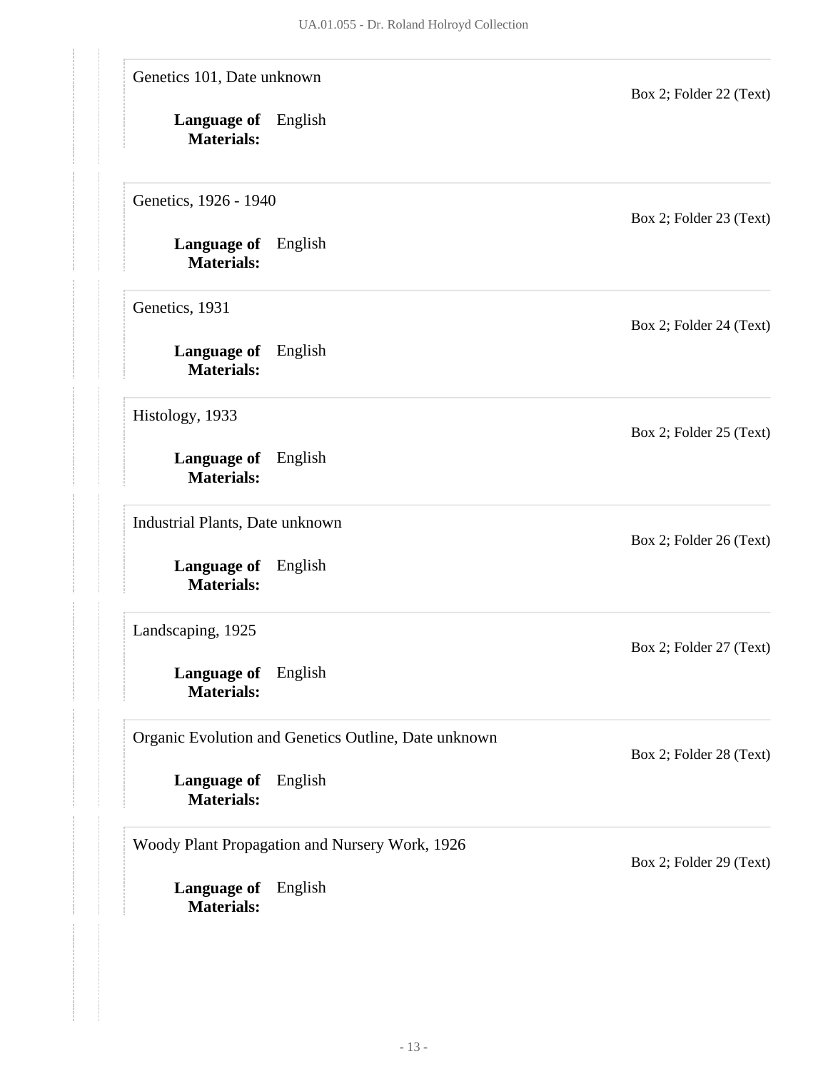Genetics 101, Date unknown

Box 2; Folder 22 (Text)

**Language of Materials:** English

Genetics, 1926 - 1940

Box 2; Folder 23 (Text)

**Language of Materials:** English

Genetics, 1931

Box 2; Folder 24 (Text)

**Language of Materials:** English

Histology, 1933

Box 2; Folder 25 (Text)

**Language of Materials:** English

Industrial Plants, Date unknown

Box 2; Folder 26 (Text)

**Language of Materials:** English

Landscaping, 1925

Box 2; Folder 27 (Text)

**Language of Materials:** English

Organic Evolution and Genetics Outline, Date unknown

Box 2; Folder 28 (Text)

**Language of Materials:** English

Woody Plant Propagation and Nursery Work, 1926

Box 2; Folder 29 (Text)

**Language of Materials:** English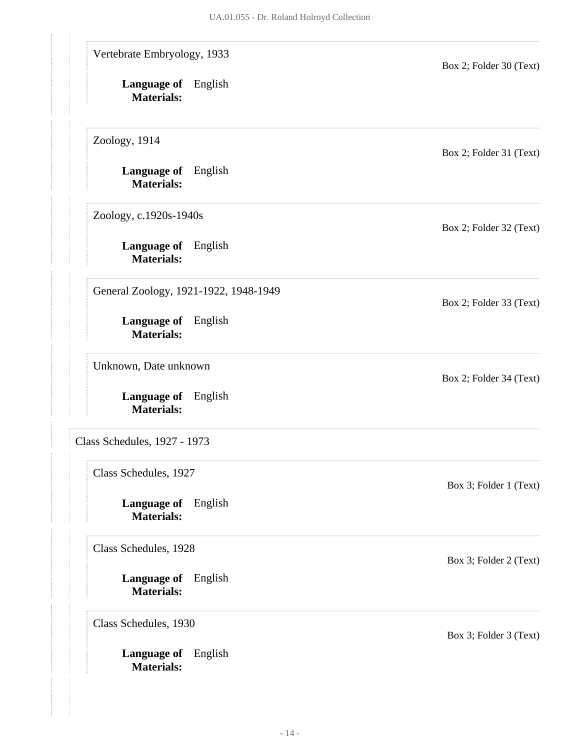Vertebrate Embryology, 1933

Box 2; Folder 30 (Text)

**Language of Materials:** English

Zoology, 1914

Box 2; Folder 31 (Text)

**Language of Materials:** English

Zoology, c.1920s-1940s

Box 2; Folder 32 (Text)

**Language of Materials:** English

General Zoology, 1921-1922, 1948-1949

Box 2; Folder 33 (Text)

**Language of Materials:** English

Unknown, Date unknown

Box 2; Folder 34 (Text)

**Language of Materials:** English

Class Schedules, 1927 - 1973

Class Schedules, 1927

Box 3; Folder 1 (Text)

**Language of Materials:** English

Class Schedules, 1928

Box 3; Folder 2 (Text)

**Language of Materials:** English

Class Schedules, 1930

Box 3; Folder 3 (Text)

**Language of Materials:** English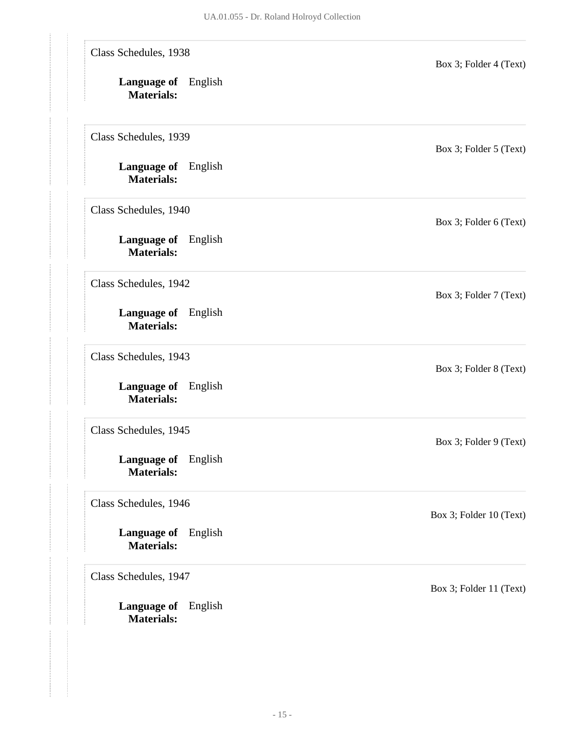Class Schedules, 1938

Box 3; Folder 4 (Text)

**Language of Materials:** English

Class Schedules, 1939

Box 3; Folder 5 (Text)

**Language of Materials:** English

Class Schedules, 1940

Box 3; Folder 6 (Text)

**Language of Materials:** English

Class Schedules, 1942

Box 3; Folder 7 (Text)

**Language of Materials:** English

Class Schedules, 1943

Box 3; Folder 8 (Text)

**Language of Materials:** English

Class Schedules, 1945

Box 3; Folder 9 (Text)

**Language of Materials:** English

Class Schedules, 1946

Box 3; Folder 10 (Text)

**Language of Materials:** English

Class Schedules, 1947

Box 3; Folder 11 (Text)

**Language of Materials:** English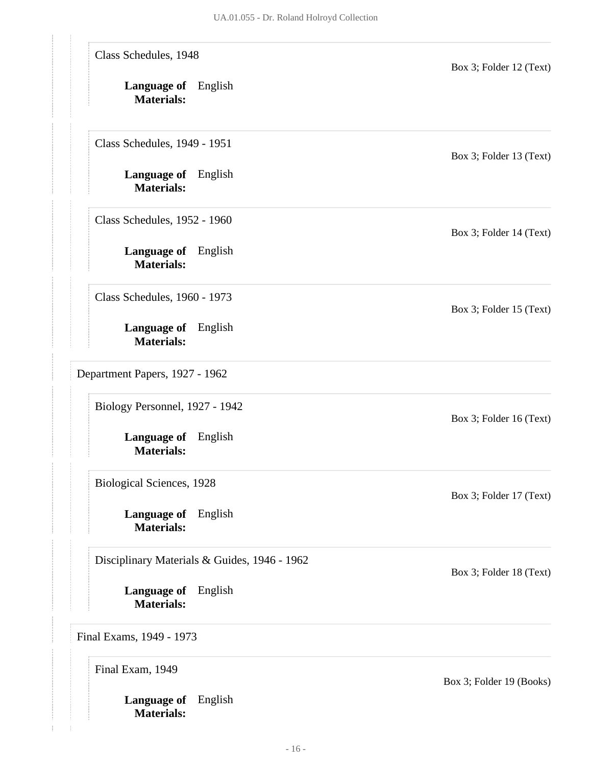Class Schedules, 1948

Box 3; Folder 12 (Text)

**Language of Materials:** English

Class Schedules, 1949 - 1951

Box 3; Folder 13 (Text)

**Language of Materials:** English

Class Schedules, 1952 - 1960

Box 3; Folder 14 (Text)

**Language of Materials:** English

Class Schedules, 1960 - 1973

Box 3; Folder 15 (Text)

**Language of Materials:** English

Department Papers, 1927 - 1962

Biology Personnel, 1927 - 1942

Box 3; Folder 16 (Text)

**Language of Materials:** English

Biological Sciences, 1928

Box 3; Folder 17 (Text)

**Language of Materials:** English

Disciplinary Materials & Guides, 1946 - 1962

Box 3; Folder 18 (Text)

**Language of Materials:** English

Final Exams, 1949 - 1973

Final Exam, 1949

Box 3; Folder 19 (Books)

**Language of Materials:** English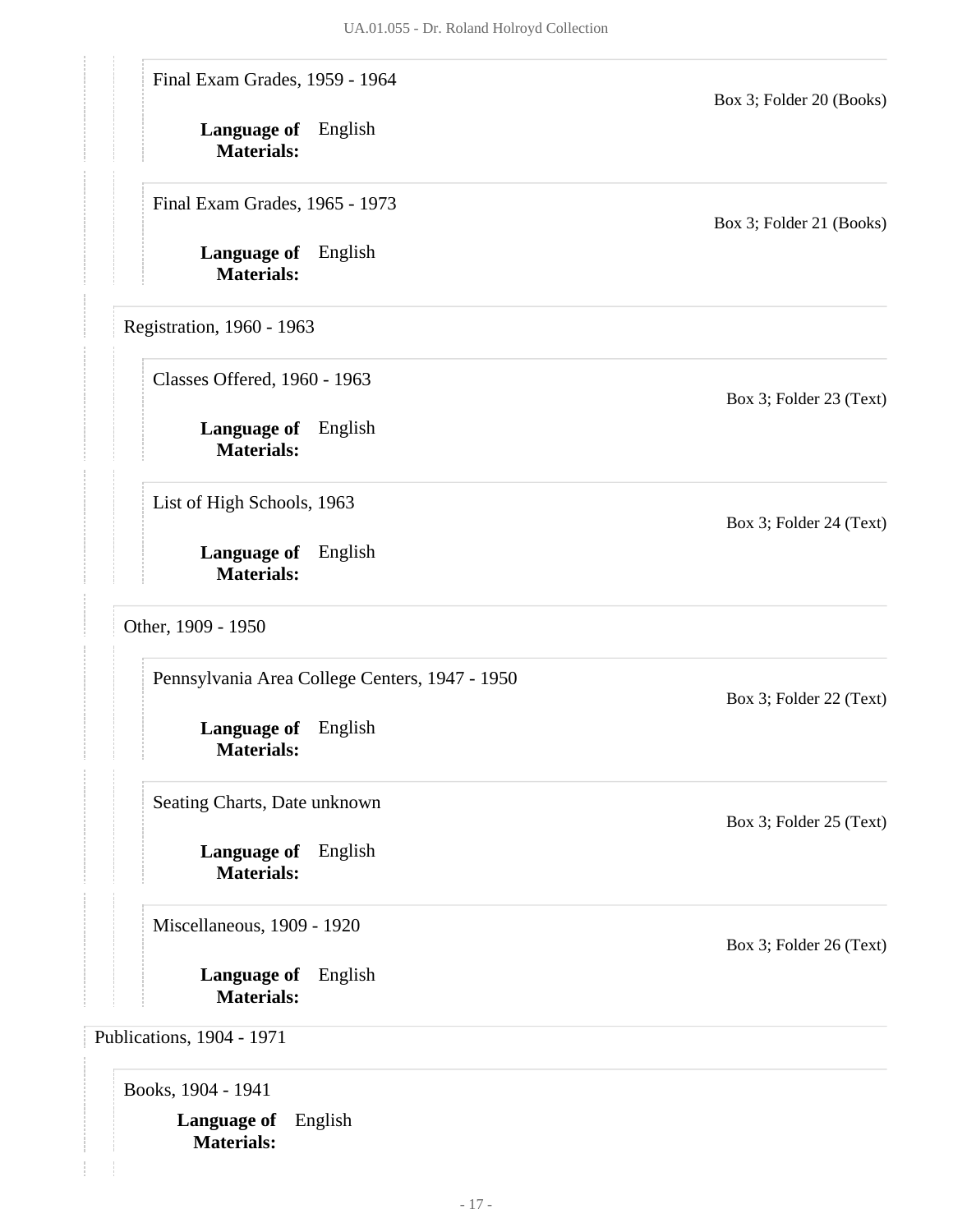Final Exam Grades, 1959 - 1964

Box 3; Folder 20 (Books)

**Language of Materials:** English

Final Exam Grades, 1965 - 1973

Box 3; Folder 21 (Books)

**Language of Materials:** English

Registration, 1960 - 1963

Classes Offered, 1960 - 1963

Box 3; Folder 23 (Text)

**Language of Materials:** English

List of High Schools, 1963

Box 3; Folder 24 (Text)

**Language of Materials:** English

Other, 1909 - 1950

Pennsylvania Area College Centers, 1947 - 1950

Box 3; Folder 22 (Text)

**Language of Materials:** English

Seating Charts, Date unknown

Box 3; Folder 25 (Text)

**Language of Materials:** English

Miscellaneous, 1909 - 1920

Box 3; Folder 26 (Text)

**Language of Materials:** English

Publications, 1904 - 1971

Books, 1904 - 1941

**Language of Materials:** English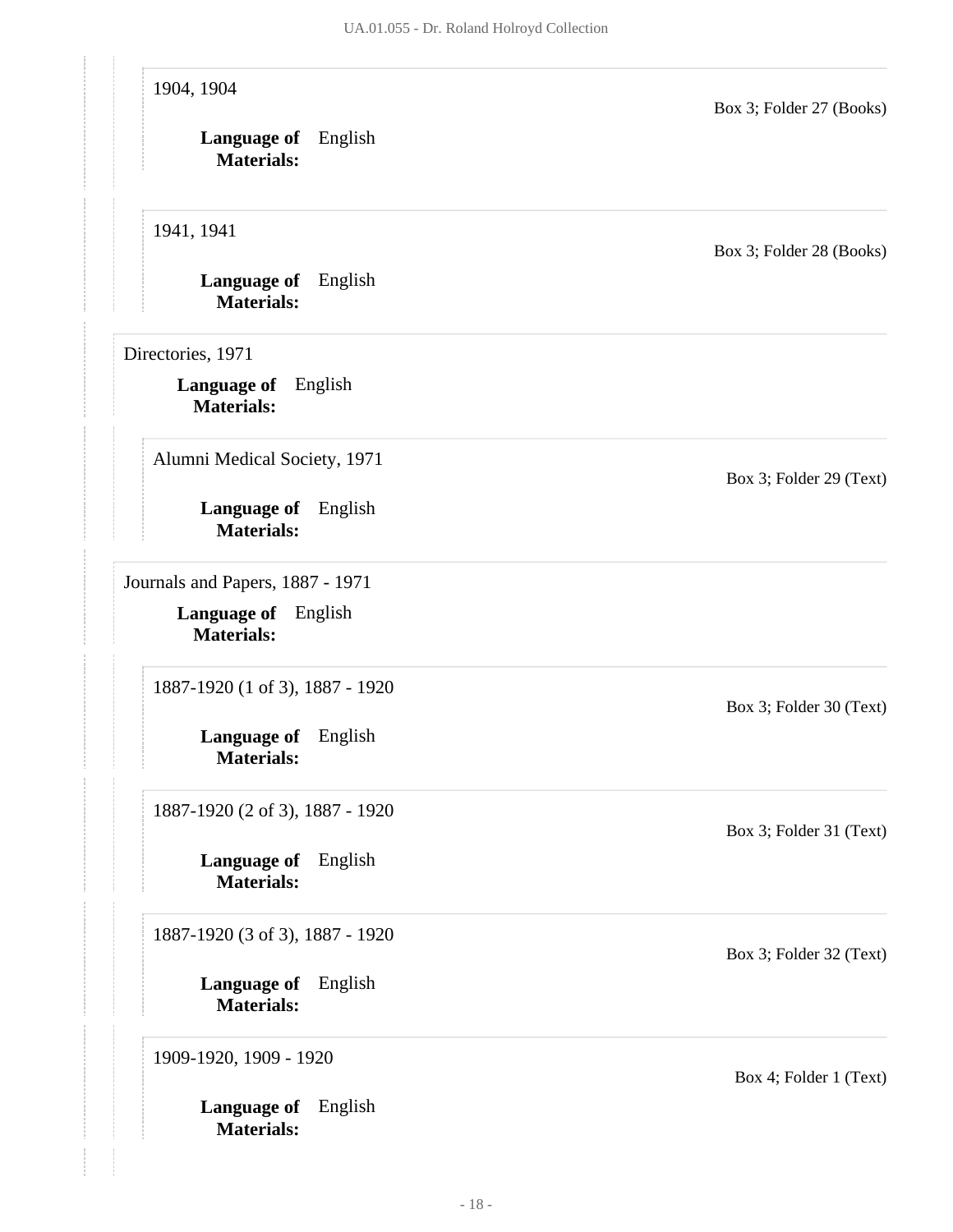1904, 1904

Box 3; Folder 27 (Books)

**Language of Materials:** English

1941, 1941

Box 3; Folder 28 (Books)

**Language of Materials:** English

Directories, 1971

**Language of Materials:** English

Alumni Medical Society, 1971

Box 3; Folder 29 (Text)

**Language of Materials:** English

Journals and Papers, 1887 - 1971

**Language of Materials:** English

1887-1920 (1 of 3), 1887 - 1920

Box 3; Folder 30 (Text)

**Language of Materials:** English

1887-1920 (2 of 3), 1887 - 1920

Box 3; Folder 31 (Text)

**Language of Materials:** English

1887-1920 (3 of 3), 1887 - 1920

Box 3; Folder 32 (Text)

**Language of Materials:** English

1909-1920, 1909 - 1920

Box 4; Folder 1 (Text)

**Language of Materials:** English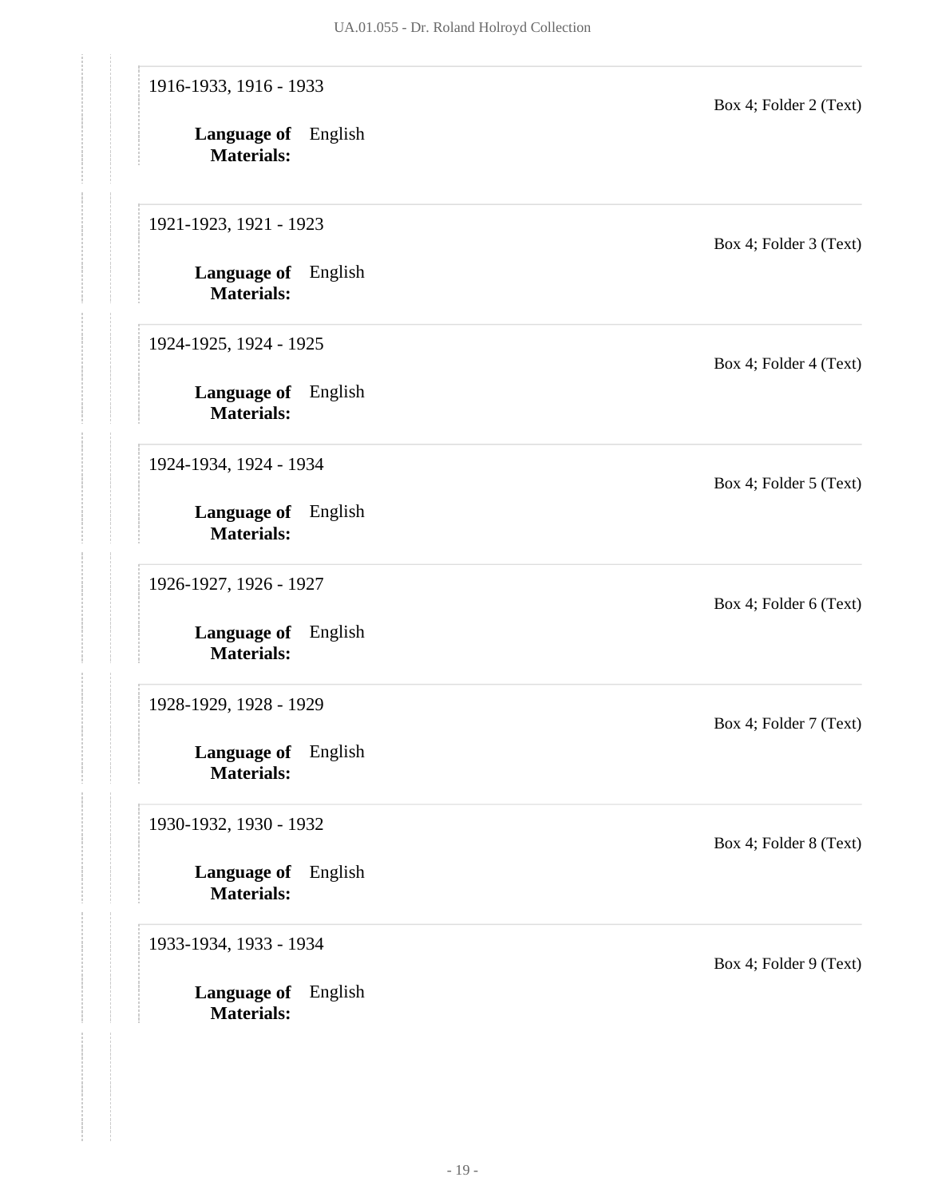1916-1933, 1916 - 1933

Box 4; Folder 2 (Text)

**Language of Materials:** English

1921-1923, 1921 - 1923

Box 4; Folder 3 (Text)

**Language of Materials:** English

1924-1925, 1924 - 1925

Box 4; Folder 4 (Text)

**Language of Materials:** English

1924-1934, 1924 - 1934

Box 4; Folder 5 (Text)

**Language of Materials:** English

1926-1927, 1926 - 1927

Box 4; Folder 6 (Text)

**Language of Materials:** English

1928-1929, 1928 - 1929

Box 4; Folder 7 (Text)

**Language of Materials:** English

1930-1932, 1930 - 1932

Box 4; Folder 8 (Text)

**Language of Materials:** English

1933-1934, 1933 - 1934

Box 4; Folder 9 (Text)

**Language of Materials:** English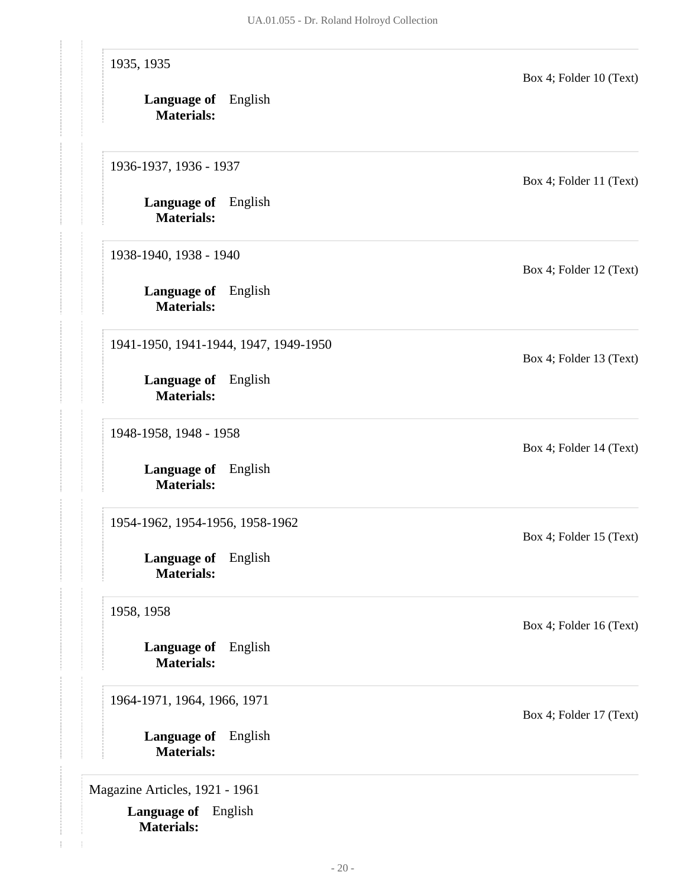1935, 1935

Box 4; Folder 10 (Text)

**Language of Materials:** English

1936-1937, 1936 - 1937

Box 4; Folder 11 (Text)

**Language of Materials:** English

1938-1940, 1938 - 1940

Box 4; Folder 12 (Text)

**Language of Materials:** English

1941-1950, 1941-1944, 1947, 1949-1950

Box 4; Folder 13 (Text)

**Language of Materials:** English

1948-1958, 1948 - 1958

Box 4; Folder 14 (Text)

**Language of Materials:** English

1954-1962, 1954-1956, 1958-1962

Box 4; Folder 15 (Text)

**Language of Materials:** English

1958, 1958

Box 4; Folder 16 (Text)

**Language of Materials:** English

1964-1971, 1964, 1966, 1971

Box 4; Folder 17 (Text)

**Language of Materials:** English

Magazine Articles, 1921 - 1961

**Language of Materials:** English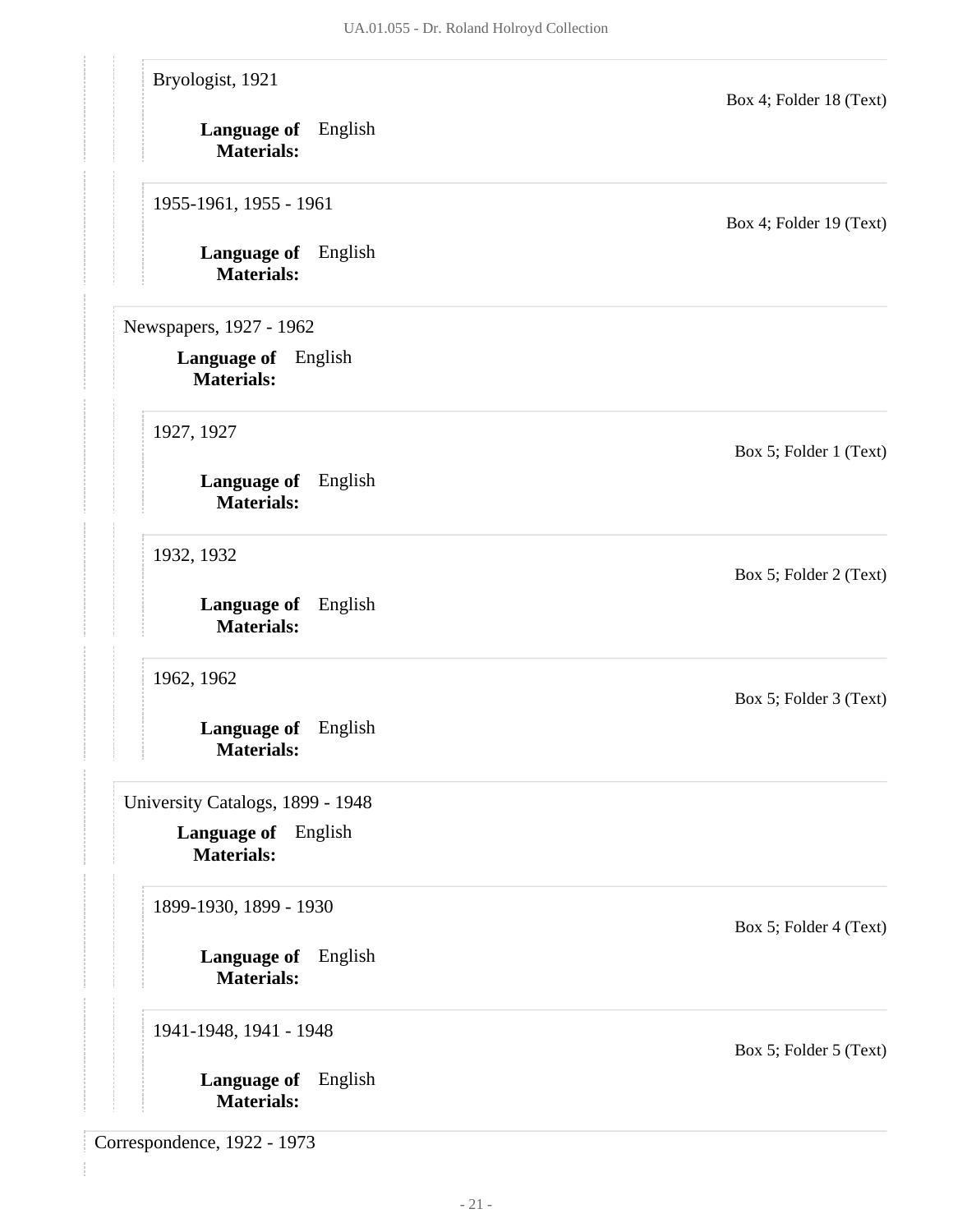Bryologist, 1921

Box 4; Folder 18 (Text)

**Language of Materials:** English

1955-1961, 1955 - 1961

Box 4; Folder 19 (Text)

**Language of Materials:** English

Newspapers, 1927 - 1962

**Language of Materials:** English

1927, 1927

Box 5; Folder 1 (Text)

**Language of Materials:** English

1932, 1932

Box 5; Folder 2 (Text)

**Language of Materials:** English

1962, 1962

Box 5; Folder 3 (Text)

**Language of Materials:** English

University Catalogs, 1899 - 1948

**Language of Materials:** English

1899-1930, 1899 - 1930

Box 5; Folder 4 (Text)

**Language of Materials:** English

1941-1948, 1941 - 1948

Box 5; Folder 5 (Text)

**Language of Materials:** English

Correspondence, 1922 - 1973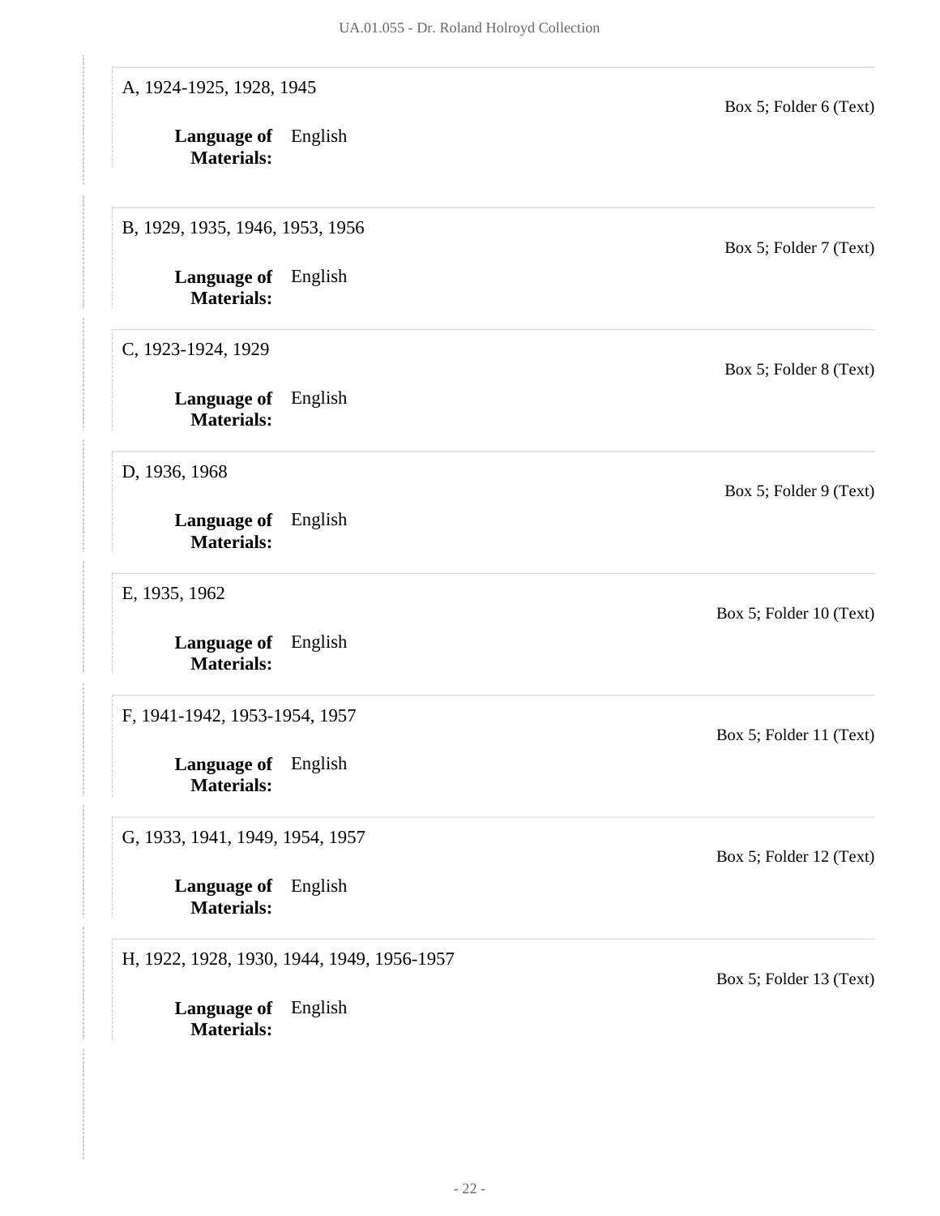A, 1924-1925, 1928, 1945

Box 5; Folder 6 (Text)

**Language of Materials:** English

B, 1929, 1935, 1946, 1953, 1956

Box 5; Folder 7 (Text)

**Language of Materials:** English

C, 1923-1924, 1929

Box 5; Folder 8 (Text)

**Language of Materials:** English

D, 1936, 1968

Box 5; Folder 9 (Text)

**Language of Materials:** English

E, 1935, 1962

Box 5; Folder 10 (Text)

**Language of Materials:** English

F, 1941-1942, 1953-1954, 1957

Box 5; Folder 11 (Text)

**Language of Materials:** English

G, 1933, 1941, 1949, 1954, 1957

Box 5; Folder 12 (Text)

**Language of Materials:** English

H, 1922, 1928, 1930, 1944, 1949, 1956-1957

Box 5; Folder 13 (Text)

**Language of Materials:** English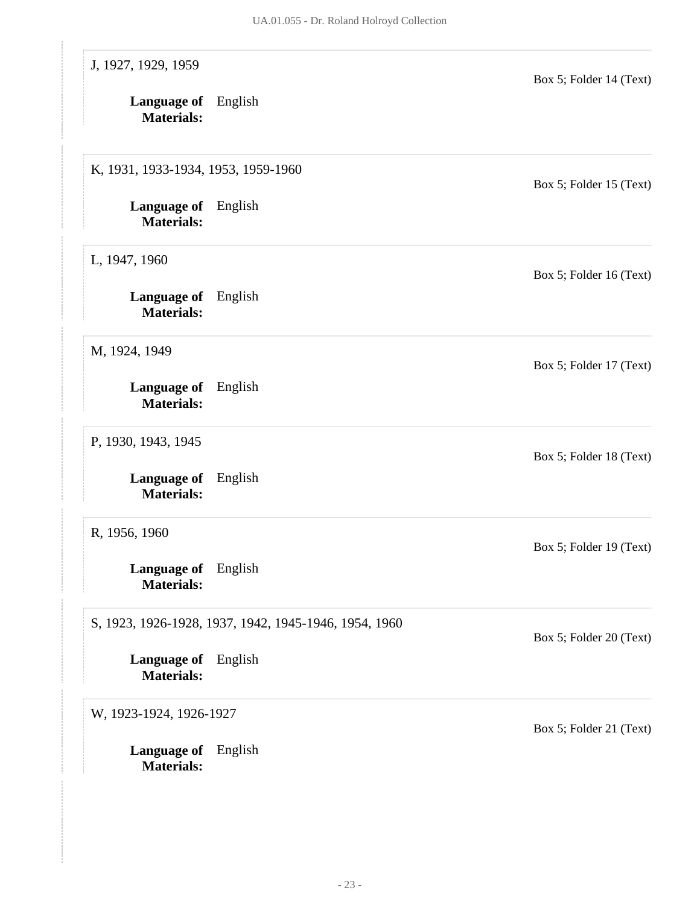J, 1927, 1929, 1959

Box 5; Folder 14 (Text)

**Language of Materials:** English

K, 1931, 1933-1934, 1953, 1959-1960

Box 5; Folder 15 (Text)

**Language of Materials:** English

L, 1947, 1960

Box 5; Folder 16 (Text)

**Language of Materials:** English

M, 1924, 1949

Box 5; Folder 17 (Text)

**Language of Materials:** English

P, 1930, 1943, 1945

Box 5; Folder 18 (Text)

**Language of Materials:** English

R, 1956, 1960

Box 5; Folder 19 (Text)

**Language of Materials:** English

S, 1923, 1926-1928, 1937, 1942, 1945-1946, 1954, 1960

Box 5; Folder 20 (Text)

**Language of Materials:** English

W, 1923-1924, 1926-1927

Box 5; Folder 21 (Text)

**Language of Materials:** English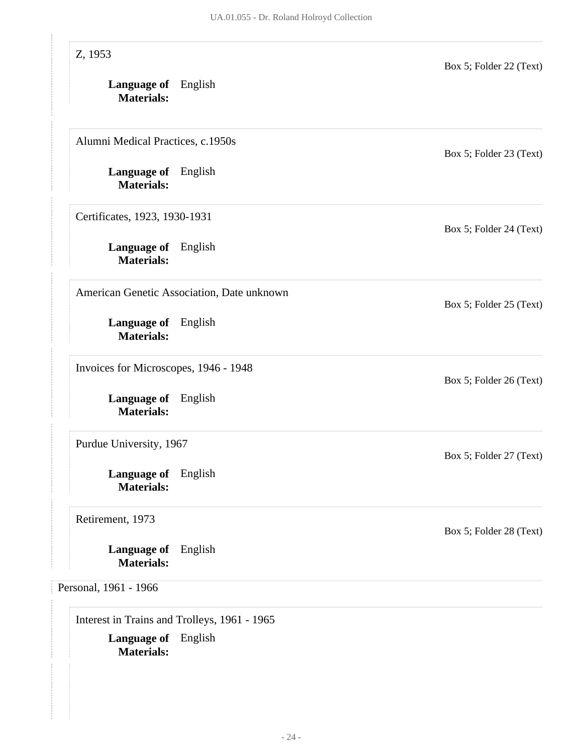Z, 1953

Box 5; Folder 22 (Text)

**Language of Materials:** English

Alumni Medical Practices, c.1950s

Box 5; Folder 23 (Text)

**Language of Materials:** English

Certificates, 1923, 1930-1931

Box 5; Folder 24 (Text)

**Language of Materials:** English

American Genetic Association, Date unknown

Box 5; Folder 25 (Text)

**Language of Materials:** English

Invoices for Microscopes, 1946 - 1948

Box 5; Folder 26 (Text)

**Language of Materials:** English

Purdue University, 1967

Box 5; Folder 27 (Text)

**Language of Materials:** English

Retirement, 1973

Box 5; Folder 28 (Text)

**Language of Materials:** English

Personal, 1961 - 1966

Interest in Trains and Trolleys, 1961 - 1965

**Language of Materials:** English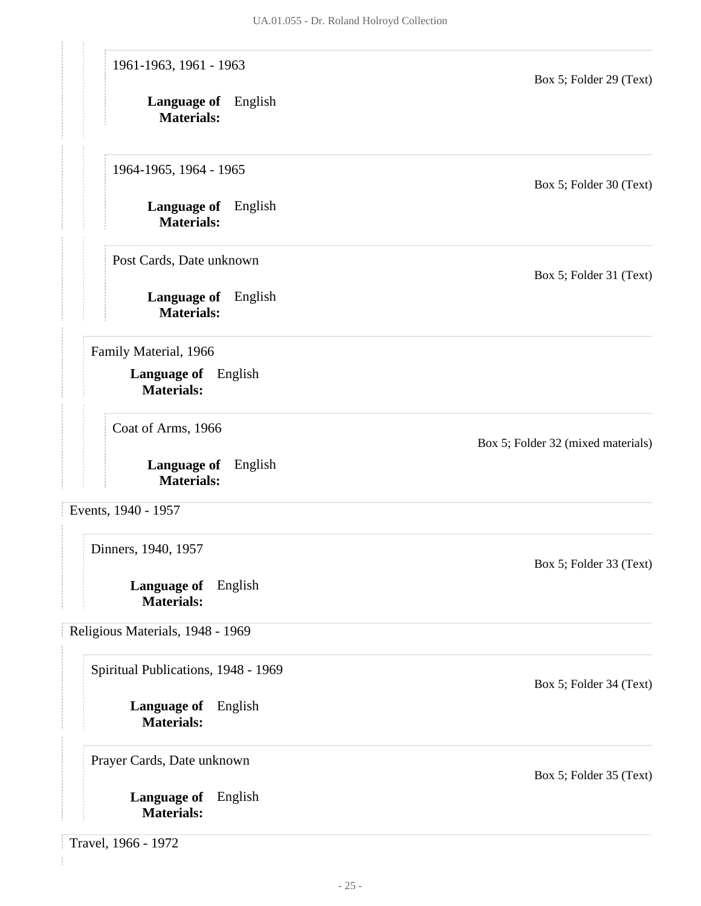1961-1963, 1961 - 1963

Box 5; Folder 29 (Text)

**Language of Materials:** English

1964-1965, 1964 - 1965

Box 5; Folder 30 (Text)

**Language of Materials:** English

Post Cards, Date unknown

Box 5; Folder 31 (Text)

**Language of Materials:** English

Family Material, 1966

**Language of Materials:** English

Coat of Arms, 1966

Box 5; Folder 32 (mixed materials)

**Language of Materials:** English

Events, 1940 - 1957

Dinners, 1940, 1957

Box 5; Folder 33 (Text)

**Language of Materials:** English

Religious Materials, 1948 - 1969

Spiritual Publications, 1948 - 1969

Box 5; Folder 34 (Text)

**Language of Materials:** English

Prayer Cards, Date unknown

Box 5; Folder 35 (Text)

**Language of Materials:** English

Travel, 1966 - 1972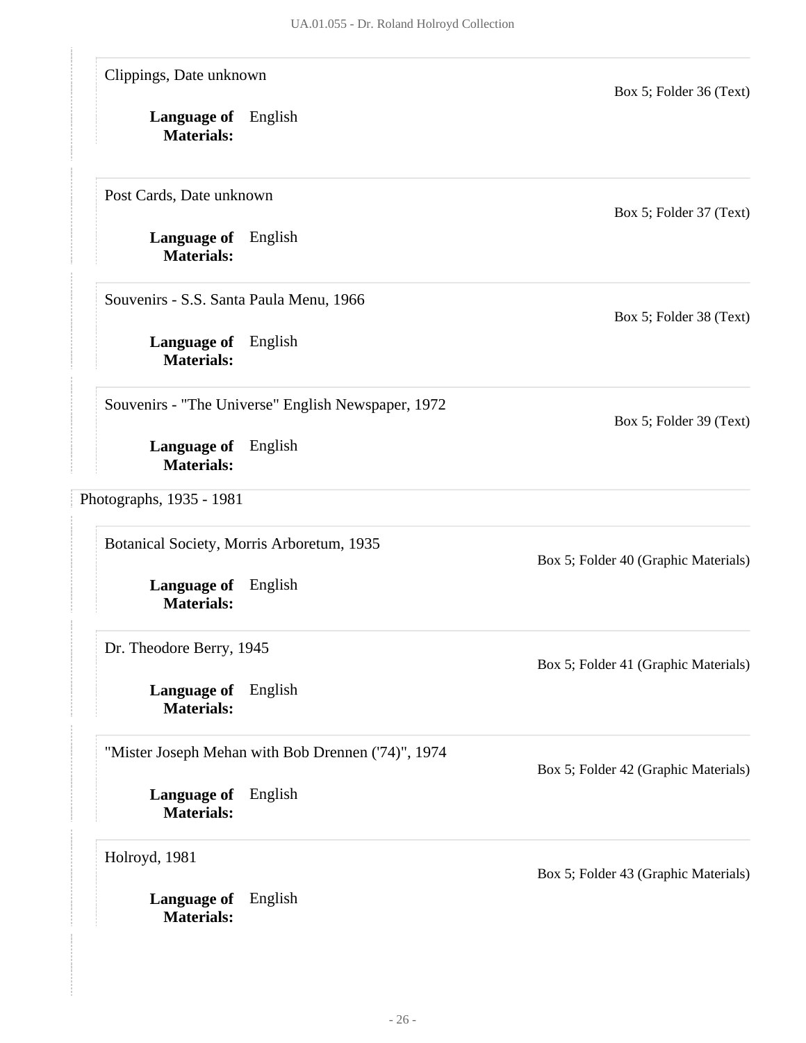Clippings, Date unknown

Box 5; Folder 36 (Text)

**Language of Materials:** English

Post Cards, Date unknown

Box 5; Folder 37 (Text)

**Language of Materials:** English

Souvenirs - S.S. Santa Paula Menu, 1966

Box 5; Folder 38 (Text)

**Language of Materials:** English

Souvenirs - "The Universe" English Newspaper, 1972

Box 5; Folder 39 (Text)

**Language of Materials:** English

Photographs, 1935 - 1981

Botanical Society, Morris Arboretum, 1935

Box 5; Folder 40 (Graphic Materials)

**Language of Materials:** English

Dr. Theodore Berry, 1945

Box 5; Folder 41 (Graphic Materials)

**Language of Materials:** English

"Mister Joseph Mehan with Bob Drennen ('74)", 1974

Box 5; Folder 42 (Graphic Materials)

**Language of Materials:** English

Holroyd, 1981

Box 5; Folder 43 (Graphic Materials)

**Language of Materials:** English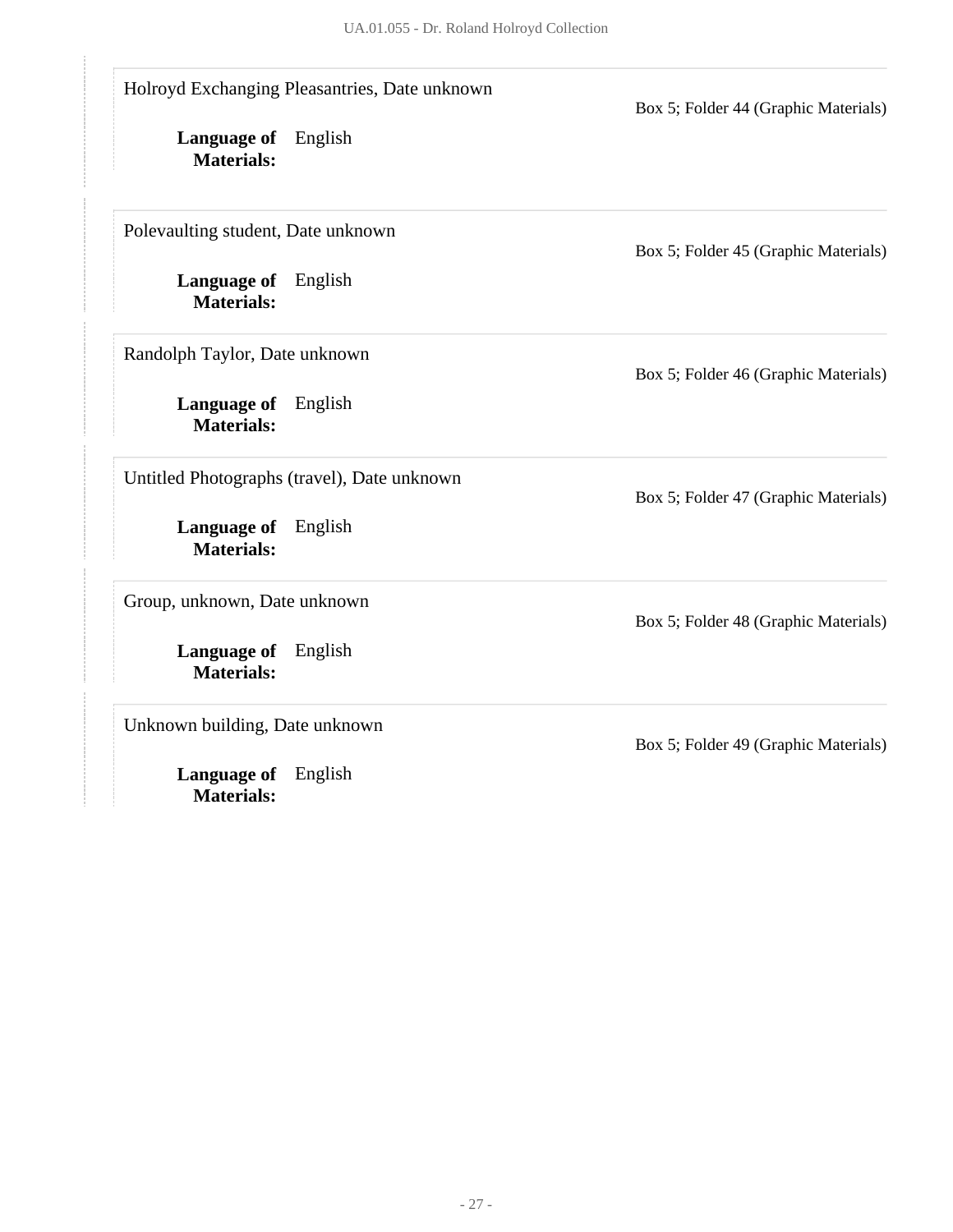Holroyd Exchanging Pleasantries, Date unknown

Box 5; Folder 44 (Graphic Materials)

**Language of Materials:** English

Polevaulting student, Date unknown

Box 5; Folder 45 (Graphic Materials)

**Language of Materials:** English

Randolph Taylor, Date unknown

Box 5; Folder 46 (Graphic Materials)

**Language of Materials:** English

Untitled Photographs (travel), Date unknown

Box 5; Folder 47 (Graphic Materials)

**Language of Materials:** English

Group, unknown, Date unknown

Box 5; Folder 48 (Graphic Materials)

**Language of Materials:** English

Unknown building, Date unknown

Box 5; Folder 49 (Graphic Materials)

**Language of Materials:** English